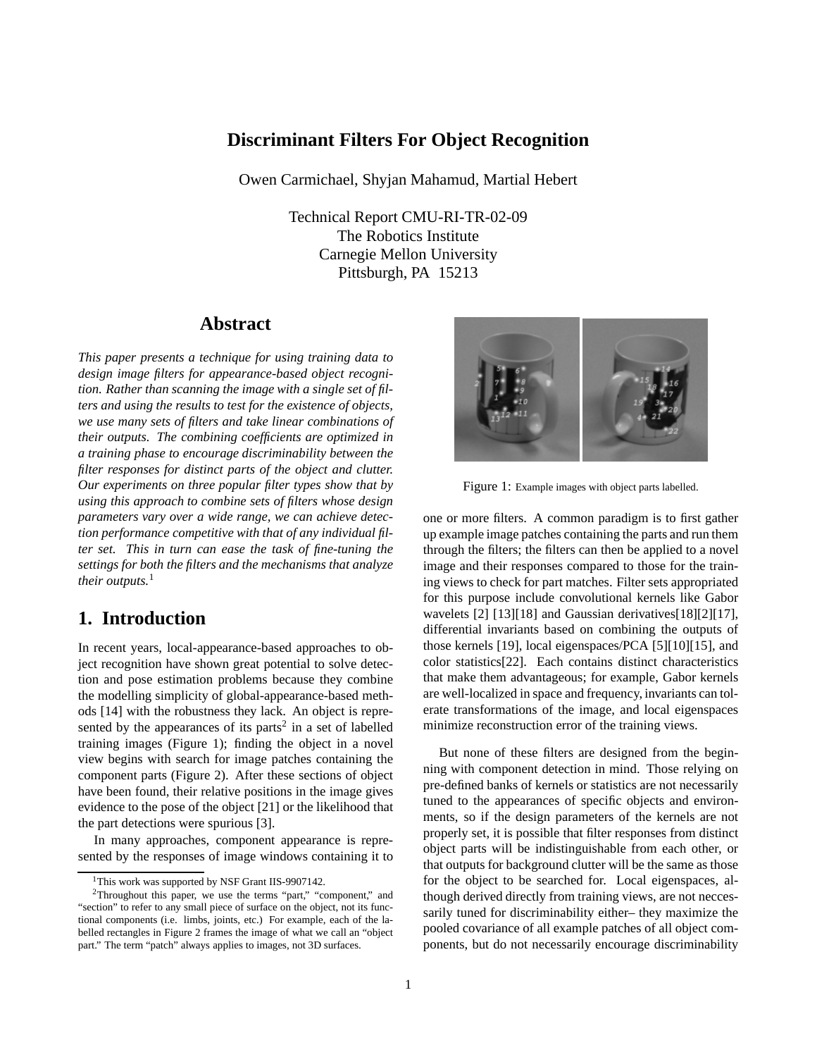# Discriminant Filters For Object Recognition

Owen Carmichael, Shyjan Mahamud, Martial Hebert

Technical Report CMU-RI-TR-02-09
The Robotics Institute
Carnegie Mellon University
Pittsburgh, PA 15213

## Abstract

*This paper presents a technique for using training data to design image filters for appearance-based object recognition. Rather than scanning the image with a single set of filters and using the results to test for the existence of objects, we use many sets of filters and take linear combinations of their outputs. The combining coefficients are optimized in a training phase to encourage discriminability between the filter responses for distinct parts of the object and clutter. Our experiments on three popular filter types show that by using this approach to combine sets of filters whose design parameters vary over a wide range, we can achieve detection performance competitive with that of any individual filter set. This in turn can ease the task of fine-tuning the settings for both the filters and the mechanisms that analyze their outputs.*[1]

## 1. Introduction

In recent years, local-appearance-based approaches to object recognition have shown great potential to solve detection and pose estimation problems because they combine the modelling simplicity of global-appearance-based methods [14] with the robustness they lack. An object is represented by the appearances of its parts[2] in a set of labelled training images (Figure 1); finding the object in a novel view begins with search for image patches containing the component parts (Figure 2). After these sections of object have been found, their relative positions in the image gives evidence to the pose of the object [21] or the likelihood that the part detections were spurious [3].

In many approaches, component appearance is represented by the responses of image windows containing it to one or more filters. A common paradigm is to first gather up example image patches containing the parts and run them through the filters; the filters can then be applied to a novel image and their responses compared to those for the training views to check for part matches. Filter sets appropriated for this purpose include convolutional kernels like Gabor wavelets [2] [13][18] and Gaussian derivatives[18][2][17], differential invariants based on combining the outputs of those kernels [19], local eigenspaces/PCA [5][10][15], and color statistics[22]. Each contains distinct characteristics that make them advantageous; for example, Gabor kernels are well-localized in space and frequency, invariants can tolerate transformations of the image, and local eigenspaces minimize reconstruction error of the training views.

Figure 1: Example images with object parts labelled.

But none of these filters are designed from the beginning with component detection in mind. Those relying on pre-defined banks of kernels or statistics are not necessarily tuned to the appearances of specific objects and environments, so if the design parameters of the kernels are not properly set, it is possible that filter responses from distinct object parts will be indistinguishable from each other, or that outputs for background clutter will be the same as those for the object to be searched for. Local eigenspaces, although derived directly from training views, are not neccessarily tuned for discriminability either– they maximize the pooled covariance of all example patches of all object components, but do not necessarily encourage discriminability

[1] This work was supported by NSF Grant IIS-9907142.

[2] Throughout this paper, we use the terms "part," "component," and "section" to refer to any small piece of surface on the object, not its functional components (i.e. limbs, joints, etc.) For example, each of the labelled rectangles in Figure 2 frames the image of what we call an "object part." The term "patch" always applies to images, not 3D surfaces.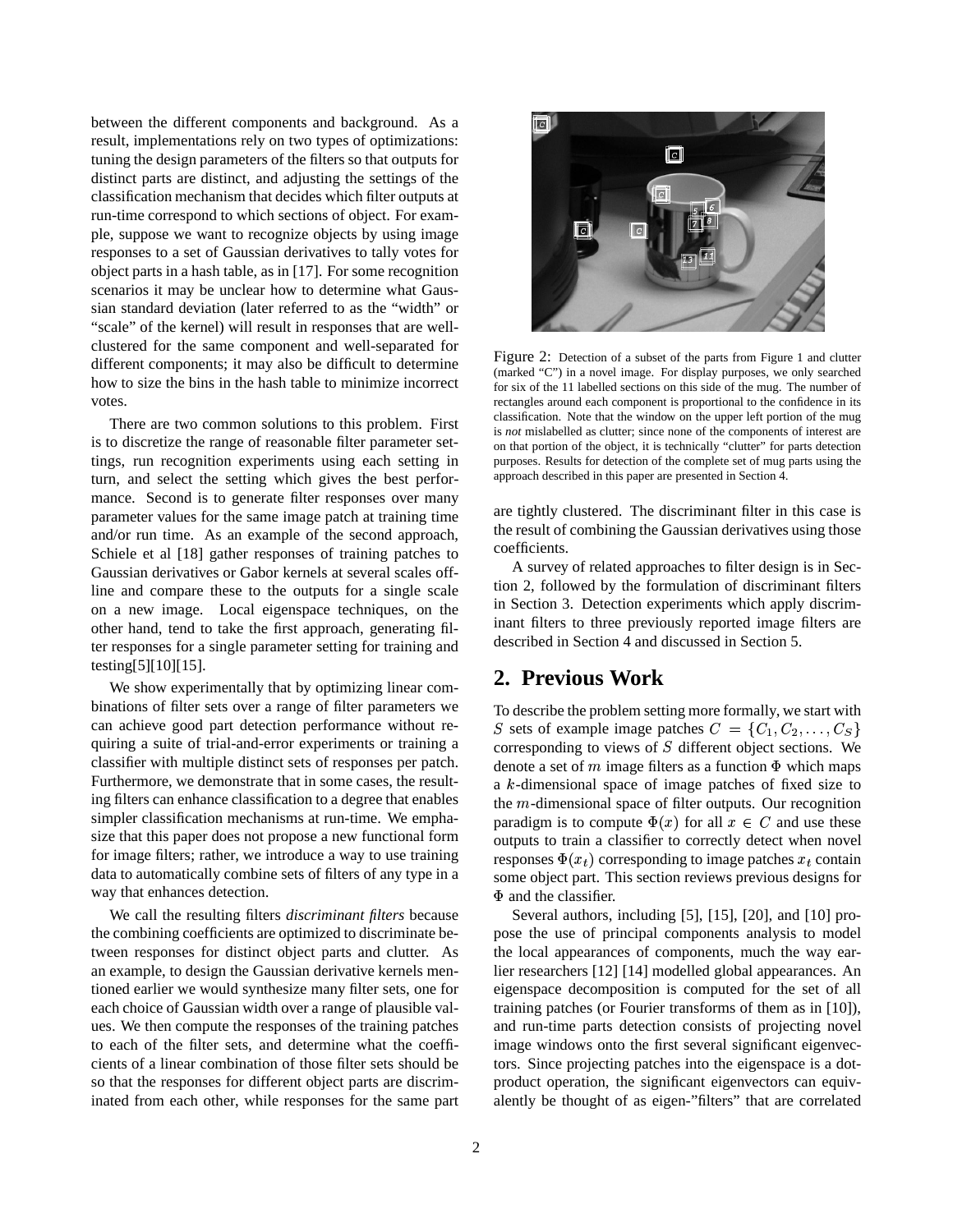between the different components and background. As a result, implementations rely on two types of optimizations: tuning the design parameters of the filters so that outputs for distinct parts are distinct, and adjusting the settings of the classification mechanism that decides which filter outputs at run-time correspond to which sections of object. For example, suppose we want to recognize objects by using image responses to a set of Gaussian derivatives to tally votes for object parts in a hash table, as in [17]. For some recognition scenarios it may be unclear how to determine what Gaussian standard deviation (later referred to as the "width" or "scale" of the kernel) will result in responses that are well-clustered for the same component and well-separated for different components; it may also be difficult to determine how to size the bins in the hash table to minimize incorrect votes.

There are two common solutions to this problem. First is to discretize the range of reasonable filter parameter settings, run recognition experiments using each setting in turn, and select the setting which gives the best performance. Second is to generate filter responses over many parameter values for the same image patch at training time and/or run time. As an example of the second approach, Schiele et al [18] gather responses of training patches to Gaussian derivatives or Gabor kernels at several scales offline and compare these to the outputs for a single scale on a new image. Local eigenspace techniques, on the other hand, tend to take the first approach, generating filter responses for a single parameter setting for training and testing[5][10][15].

We show experimentally that by optimizing linear combinations of filter sets over a range of filter parameters we can achieve good part detection performance without requiring a suite of trial-and-error experiments or training a classifier with multiple distinct sets of responses per patch. Furthermore, we demonstrate that in some cases, the resulting filters can enhance classification to a degree that enables simpler classification mechanisms at run-time. We emphasize that this paper does not propose a new functional form for image filters; rather, we introduce a way to use training data to automatically combine sets of filters of any type in a way that enhances detection.

We call the resulting filters *discriminant filters* because the combining coefficients are optimized to discriminate between responses for distinct object parts and clutter. As an example, to design the Gaussian derivative kernels mentioned earlier we would synthesize many filter sets, one for each choice of Gaussian width over a range of plausible values. We then compute the responses of the training patches to each of the filter sets, and determine what the coefficients of a linear combination of those filter sets should be so that the responses for different object parts are discriminated from each other, while responses for the same part are tightly clustered. The discriminant filter in this case is the result of combining the Gaussian derivatives using those coefficients.

Figure 2: Detection of a subset of the parts from Figure 1 and clutter (marked "C") in a novel image. For display purposes, we only searched for six of the 11 labelled sections on this side of the mug. The number of rectangles around each component is proportional to the confidence in its classification. Note that the window on the upper left portion of the mug is *not* mislabelled as clutter; since none of the components of interest are on that portion of the object, it is technically "clutter" for parts detection purposes. Results for detection of the complete set of mug parts using the approach described in this paper are presented in Section 4.

A survey of related approaches to filter design is in Section 2, followed by the formulation of discriminant filters in Section 3. Detection experiments which apply discriminant filters to three previously reported image filters are described in Section 4 and discussed in Section 5.

## 2. Previous Work

To describe the problem setting more formally, we start with $S$ sets of example image patches $C = \{C_1, C_2, \ldots, C_S\}$ corresponding to views of $S$ different object sections. We denote a set of $m$ image filters as a function $\Phi$ which maps a $k$-dimensional space of image patches of fixed size to the $m$-dimensional space of filter outputs. Our recognition paradigm is to compute $\Phi(x)$ for all $x \in C$ and use these outputs to train a classifier to correctly detect when novel responses $\Phi(x_t)$ corresponding to image patches $x_t$ contain some object part. This section reviews previous designs for $\Phi$ and the classifier.

Several authors, including [5], [15], [20], and [10] propose the use of principal components analysis to model the local appearances of components, much the way earlier researchers [12] [14] modelled global appearances. An eigenspace decomposition is computed for the set of all training patches (or Fourier transforms of them as in [10]), and run-time parts detection consists of projecting novel image windows onto the first several significant eigenvectors. Since projecting patches into the eigenspace is a dot-product operation, the significant eigenvectors can equivalently be thought of as eigen-"filters" that are correlated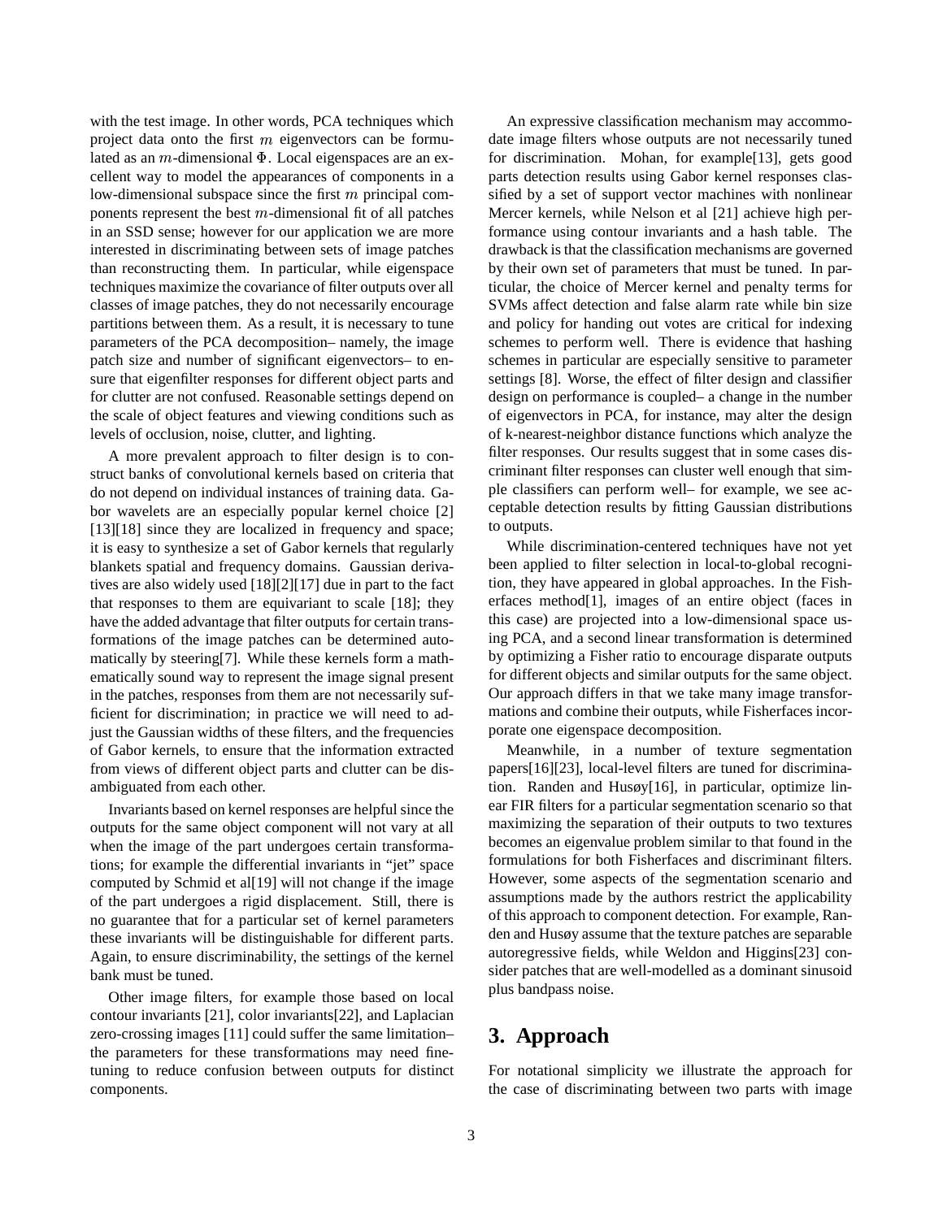with the test image. In other words, PCA techniques which project data onto the first $m$ eigenvectors can be formulated as an $m$-dimensional $\Phi$. Local eigenspaces are an excellent way to model the appearances of components in a low-dimensional subspace since the first $m$ principal components represent the best $m$-dimensional fit of all patches in an SSD sense; however for our application we are more interested in discriminating between sets of image patches than reconstructing them. In particular, while eigenspace techniques maximize the covariance of filter outputs over all classes of image patches, they do not necessarily encourage partitions between them. As a result, it is necessary to tune parameters of the PCA decomposition– namely, the image patch size and number of significant eigenvectors– to ensure that eigenfilter responses for different object parts and for clutter are not confused. Reasonable settings depend on the scale of object features and viewing conditions such as levels of occlusion, noise, clutter, and lighting.

A more prevalent approach to filter design is to construct banks of convolutional kernels based on criteria that do not depend on individual instances of training data. Gabor wavelets are an especially popular kernel choice [2] [13][18] since they are localized in frequency and space; it is easy to synthesize a set of Gabor kernels that regularly blankets spatial and frequency domains. Gaussian derivatives are also widely used [18][2][17] due in part to the fact that responses to them are equivariant to scale [18]; they have the added advantage that filter outputs for certain transformations of the image patches can be determined automatically by steering[7]. While these kernels form a mathematically sound way to represent the image signal present in the patches, responses from them are not necessarily sufficient for discrimination; in practice we will need to adjust the Gaussian widths of these filters, and the frequencies of Gabor kernels, to ensure that the information extracted from views of different object parts and clutter can be disambiguated from each other.

Invariants based on kernel responses are helpful since the outputs for the same object component will not vary at all when the image of the part undergoes certain transformations; for example the differential invariants in "jet" space computed by Schmid et al[19] will not change if the image of the part undergoes a rigid displacement. Still, there is no guarantee that for a particular set of kernel parameters these invariants will be distinguishable for different parts. Again, to ensure discriminability, the settings of the kernel bank must be tuned.

Other image filters, for example those based on local contour invariants [21], color invariants[22], and Laplacian zero-crossing images [11] could suffer the same limitation– the parameters for these transformations may need fine-tuning to reduce confusion between outputs for distinct components.

An expressive classification mechanism may accommodate image filters whose outputs are not necessarily tuned for discrimination. Mohan, for example[13], gets good parts detection results using Gabor kernel responses classified by a set of support vector machines with nonlinear Mercer kernels, while Nelson et al [21] achieve high performance using contour invariants and a hash table. The drawback is that the classification mechanisms are governed by their own set of parameters that must be tuned. In particular, the choice of Mercer kernel and penalty terms for SVMs affect detection and false alarm rate while bin size and policy for handing out votes are critical for indexing schemes to perform well. There is evidence that hashing schemes in particular are especially sensitive to parameter settings [8]. Worse, the effect of filter design and classifier design on performance is coupled– a change in the number of eigenvectors in PCA, for instance, may alter the design of k-nearest-neighbor distance functions which analyze the filter responses. Our results suggest that in some cases discriminant filter responses can cluster well enough that simple classifiers can perform well– for example, we see acceptable detection results by fitting Gaussian distributions to outputs.

While discrimination-centered techniques have not yet been applied to filter selection in local-to-global recognition, they have appeared in global approaches. In the Fisherfaces method[1], images of an entire object (faces in this case) are projected into a low-dimensional space using PCA, and a second linear transformation is determined by optimizing a Fisher ratio to encourage disparate outputs for different objects and similar outputs for the same object. Our approach differs in that we take many image transformations and combine their outputs, while Fisherfaces incorporate one eigenspace decomposition.

Meanwhile, in a number of texture segmentation papers[16][23], local-level filters are tuned for discrimination. Randen and Husøy[16], in particular, optimize linear FIR filters for a particular segmentation scenario so that maximizing the separation of their outputs to two textures becomes an eigenvalue problem similar to that found in the formulations for both Fisherfaces and discriminant filters. However, some aspects of the segmentation scenario and assumptions made by the authors restrict the applicability of this approach to component detection. For example, Randen and Husøy assume that the texture patches are separable autoregressive fields, while Weldon and Higgins[23] consider patches that are well-modelled as a dominant sinusoid plus bandpass noise.

# 3. Approach

For notational simplicity we illustrate the approach for the case of discriminating between two parts with image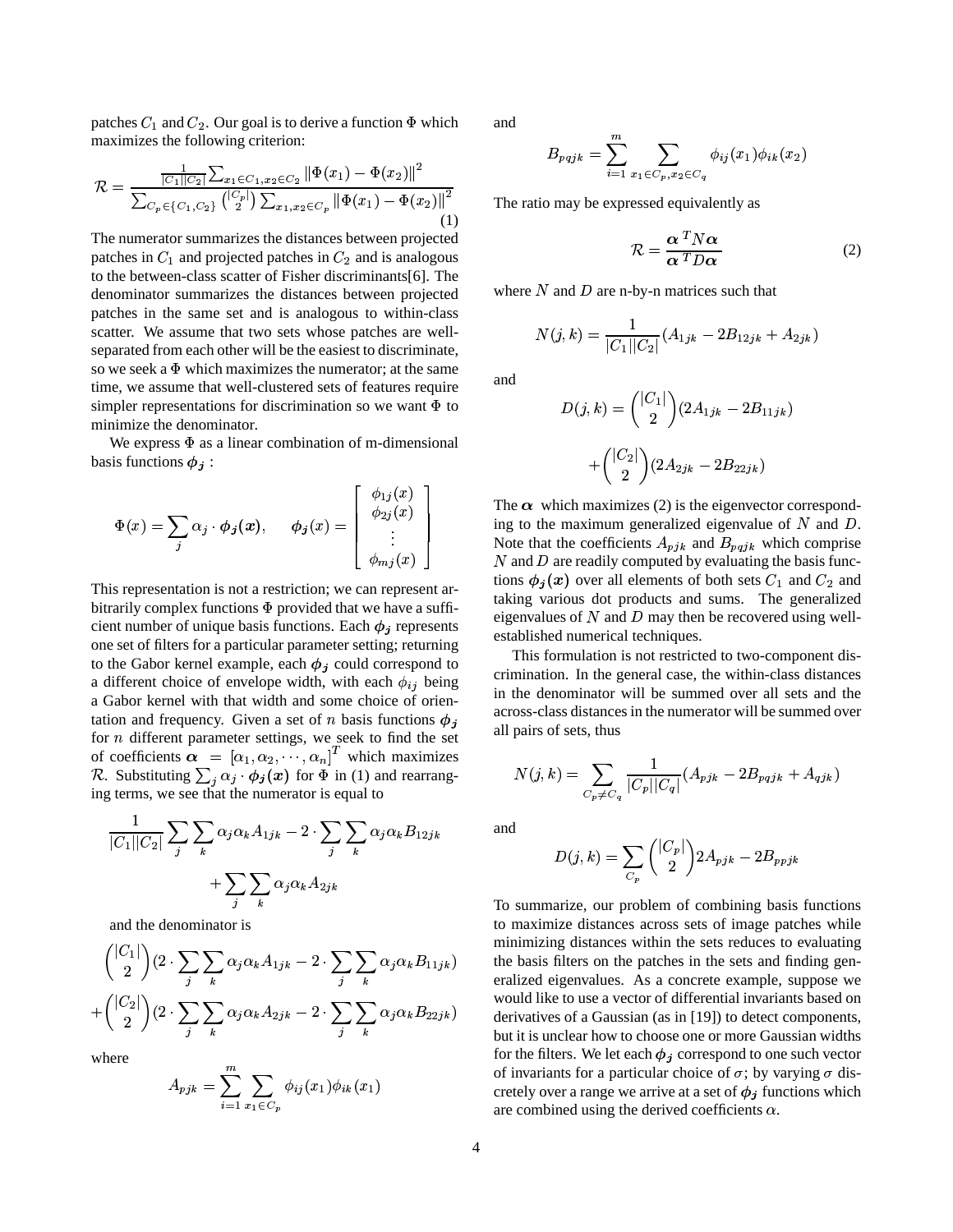patches $C_1$ and $C_2$. Our goal is to derive a function $\Phi$ which maximizes the following criterion:

$$\mathcal{R} = \frac{\frac{1}{|C_1||C_2|}\sum_{x_1 \in C_1, x_2 \in C_2} \|\Phi(x_1) - \Phi(x_2)\|^2}{\sum_{C_p \in \{C_1, C_2\}} \binom{|C_p|}{2} \sum_{x_1, x_2 \in C_p} \|\Phi(x_1) - \Phi(x_2)\|^2} \tag{1}$$

The numerator summarizes the distances between projected patches in $C_1$ and projected patches in $C_2$ and is analogous to the between-class scatter of Fisher discriminants[6]. The denominator summarizes the distances between projected patches in the same set and is analogous to within-class scatter. We assume that two sets whose patches are well-separated from each other will be the easiest to discriminate, so we seek a $\Phi$ which maximizes the numerator; at the same time, we assume that well-clustered sets of features require simpler representations for discrimination so we want $\Phi$ to minimize the denominator.

We express $\Phi$ as a linear combination of m-dimensional basis functions $\boldsymbol{\phi_j}$ :

$$\Phi(x) = \sum_j \alpha_j \cdot \boldsymbol{\phi_j}(\boldsymbol{x}), \qquad \boldsymbol{\phi_j}(x) = \begin{bmatrix} \phi_{1j}(x) \\ \phi_{2j}(x) \\ \vdots \\ \phi_{mj}(x) \end{bmatrix}$$

This representation is not a restriction; we can represent arbitrarily complex functions $\Phi$ provided that we have a sufficient number of unique basis functions. Each $\boldsymbol{\phi_j}$ represents one set of filters for a particular parameter setting; returning to the Gabor kernel example, each $\boldsymbol{\phi_j}$ could correspond to a different choice of envelope width, with each $\phi_{ij}$ being a Gabor kernel with that width and some choice of orientation and frequency. Given a set of $n$ basis functions $\boldsymbol{\phi_j}$ for $n$ different parameter settings, we seek to find the set of coefficients $\boldsymbol{\alpha} = [\alpha_1, \alpha_2, \cdots, \alpha_n]^T$ which maximizes $\mathcal{R}$. Substituting $\sum_j \alpha_j \cdot \boldsymbol{\phi_j}(\boldsymbol{x})$ for $\Phi$ in (1) and rearranging terms, we see that the numerator is equal to

$$\frac{1}{|C_1||C_2|}\sum_j \sum_k \alpha_j \alpha_k A_{1jk} - 2 \cdot \sum_j \sum_k \alpha_j \alpha_k B_{12jk} + \sum_j \sum_k \alpha_j \alpha_k A_{2jk}$$

and the denominator is

$$\binom{|C_1|}{2}(2 \cdot \sum_j \sum_k \alpha_j \alpha_k A_{1jk} - 2 \cdot \sum_j \sum_k \alpha_j \alpha_k B_{11jk}) + \binom{|C_2|}{2}(2 \cdot \sum_j \sum_k \alpha_j \alpha_k A_{2jk} - 2 \cdot \sum_j \sum_k \alpha_j \alpha_k B_{22jk})$$

where

$$A_{pjk} = \sum_{i=1}^{m} \sum_{x_1 \in C_p} \phi_{ij}(x_1)\phi_{ik}(x_1)$$

and

$$B_{pqjk} = \sum_{i=1}^{m} \sum_{x_1 \in C_p, x_2 \in C_q} \phi_{ij}(x_1)\phi_{ik}(x_2)$$

The ratio may be expressed equivalently as

$$\mathcal{R} = \frac{\boldsymbol{\alpha}^T N \boldsymbol{\alpha}}{\boldsymbol{\alpha}^T D \boldsymbol{\alpha}} \tag{2}$$

where $N$ and $D$ are n-by-n matrices such that

$$N(j,k) = \frac{1}{|C_1||C_2|}(A_{1jk} - 2B_{12jk} + A_{2jk})$$

and

$$D(j,k) = \binom{|C_1|}{2}(2A_{1jk} - 2B_{11jk}) + \binom{|C_2|}{2}(2A_{2jk} - 2B_{22jk})$$

The $\boldsymbol{\alpha}$ which maximizes (2) is the eigenvector corresponding to the maximum generalized eigenvalue of $N$ and $D$. Note that the coefficients $A_{pjk}$ and $B_{pqjk}$ which comprise $N$ and $D$ are readily computed by evaluating the basis functions $\boldsymbol{\phi_j}(\boldsymbol{x})$ over all elements of both sets $C_1$ and $C_2$ and taking various dot products and sums. The generalized eigenvalues of $N$ and $D$ may then be recovered using well-established numerical techniques.

This formulation is not restricted to two-component discrimination. In the general case, the within-class distances in the denominator will be summed over all sets and the across-class distances in the numerator will be summed over all pairs of sets, thus

$$N(j,k) = \sum_{C_p \neq C_q} \frac{1}{|C_p||C_q|}(A_{pjk} - 2B_{pqjk} + A_{qjk})$$

and

$$D(j,k) = \sum_{C_p} \binom{|C_p|}{2} 2A_{pjk} - 2B_{ppjk}$$

To summarize, our problem of combining basis functions to maximize distances across sets of image patches while minimizing distances within the sets reduces to evaluating the basis filters on the patches in the sets and finding generalized eigenvalues. As a concrete example, suppose we would like to use a vector of differential invariants based on derivatives of a Gaussian (as in [19]) to detect components, but it is unclear how to choose one or more Gaussian widths for the filters. We let each $\boldsymbol{\phi_j}$ correspond to one such vector of invariants for a particular choice of $\sigma$; by varying $\sigma$ discretely over a range we arrive at a set of $\boldsymbol{\phi_j}$ functions which are combined using the derived coefficients $\alpha$.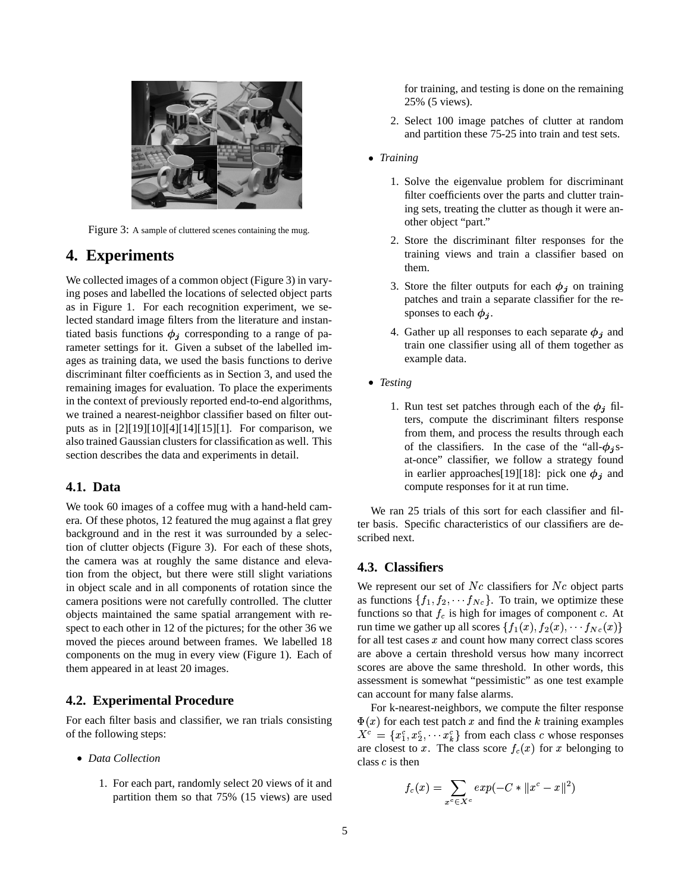Figure 3: A sample of cluttered scenes containing the mug.

## 4. Experiments

We collected images of a common object (Figure 3) in varying poses and labelled the locations of selected object parts as in Figure 1. For each recognition experiment, we selected standard image filters from the literature and instantiated basis functions $\phi_j$ corresponding to a range of parameter settings for it. Given a subset of the labelled images as training data, we used the basis functions to derive discriminant filter coefficients as in Section 3, and used the remaining images for evaluation. To place the experiments in the context of previously reported end-to-end algorithms, we trained a nearest-neighbor classifier based on filter outputs as in [2][19][10][4][14][15][1]. For comparison, we also trained Gaussian clusters for classification as well. This section describes the data and experiments in detail.

### 4.1. Data

We took 60 images of a coffee mug with a hand-held camera. Of these photos, 12 featured the mug against a flat grey background and in the rest it was surrounded by a selection of clutter objects (Figure 3). For each of these shots, the camera was at roughly the same distance and elevation from the object, but there were still slight variations in object scale and in all components of rotation since the camera positions were not carefully controlled. The clutter objects maintained the same spatial arrangement with respect to each other in 12 of the pictures; for the other 36 we moved the pieces around between frames. We labelled 18 components on the mug in every view (Figure 1). Each of them appeared in at least 20 images.

### 4.2. Experimental Procedure

For each filter basis and classifier, we ran trials consisting of the following steps:

- *Data Collection*
  1. For each part, randomly select 20 views of it and partition them so that 75% (15 views) are used for training, and testing is done on the remaining 25% (5 views).
  2. Select 100 image patches of clutter at random and partition these 75-25 into train and test sets.
- *Training*
  1. Solve the eigenvalue problem for discriminant filter coefficients over the parts and clutter training sets, treating the clutter as though it were another object "part."
  2. Store the discriminant filter responses for the training views and train a classifier based on them.
  3. Store the filter outputs for each $\phi_j$ on training patches and train a separate classifier for the responses to each $\phi_j$.
  4. Gather up all responses to each separate $\phi_j$ and train one classifier using all of them together as example data.
- *Testing*
  1. Run test set patches through each of the $\phi_j$ filters, compute the discriminant filters response from them, and process the results through each of the classifiers. In the case of the "all-$\phi_j$s-at-once" classifier, we follow a strategy found in earlier approaches[19][18]: pick one $\phi_j$ and compute responses for it at run time.

We ran 25 trials of this sort for each classifier and filter basis. Specific characteristics of our classifiers are described next.

### 4.3. Classifiers

We represent our set of $Nc$ classifiers for $Nc$ object parts as functions $\{f_1, f_2, \cdots f_{Nc}\}$. To train, we optimize these functions so that $f_c$ is high for images of component $c$. At run time we gather up all scores $\{f_1(x), f_2(x), \cdots f_{Nc}(x)\}$ for all test cases $x$ and count how many correct class scores are above a certain threshold versus how many incorrect scores are above the same threshold. In other words, this assessment is somewhat "pessimistic" as one test example can account for many false alarms.

For k-nearest-neighbors, we compute the filter response $\Phi(x)$ for each test patch $x$ and find the $k$ training examples $X^c = \{x_1^c, x_2^c, \cdots x_k^c\}$ from each class $c$ whose responses are closest to $x$. The class score $f_c(x)$ for $x$ belonging to class $c$ is then

$$f_c(x) = \sum_{x^c \in X^c} exp(-C * \|x^c - x\|^2)$$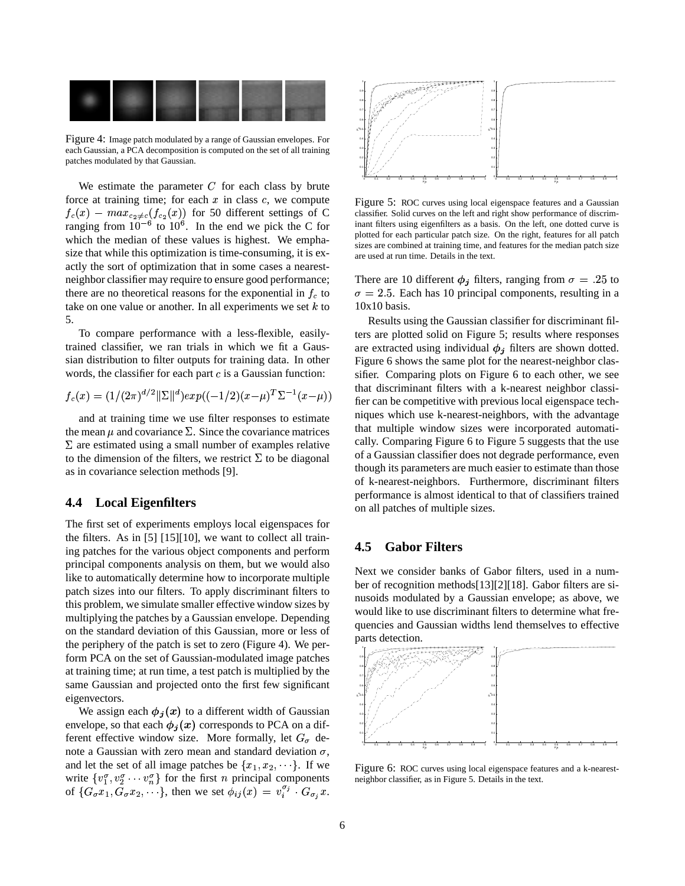Figure 4: Image patch modulated by a range of Gaussian envelopes. For each Gaussian, a PCA decomposition is computed on the set of all training patches modulated by that Gaussian.

We estimate the parameter $C$ for each class by brute force at training time; for each $x$ in class $c$, we compute $f_c(x) - max_{c_2 \neq c}(f_{c_2}(x))$ for 50 different settings of C ranging from $10^{-6}$ to $10^{6}$. In the end we pick the C for which the median of these values is highest. We emphasize that while this optimization is time-consuming, it is exactly the sort of optimization that in some cases a nearest-neighbor classifier may require to ensure good performance; there are no theoretical reasons for the exponential in $f_c$ to take on one value or another. In all experiments we set $k$ to 5.

To compare performance with a less-flexible, easily-trained classifier, we ran trials in which we fit a Gaussian distribution to filter outputs for training data. In other words, the classifier for each part $c$ is a Gaussian function:

$$f_c(x) = (1/(2\pi)^{d/2} \|\Sigma\|^d) exp((-1/2)(x-\mu)^T \Sigma^{-1}(x-\mu))$$

and at training time we use filter responses to estimate the mean $\mu$ and covariance $\Sigma$. Since the covariance matrices $\Sigma$ are estimated using a small number of examples relative to the dimension of the filters, we restrict $\Sigma$ to be diagonal as in covariance selection methods [9].

## 4.4 Local Eigenfilters

The first set of experiments employs local eigenspaces for the filters. As in [5] [15][10], we want to collect all training patches for the various object components and perform principal components analysis on them, but we would also like to automatically determine how to incorporate multiple patch sizes into our filters. To apply discriminant filters to this problem, we simulate smaller effective window sizes by multiplying the patches by a Gaussian envelope. Depending on the standard deviation of this Gaussian, more or less of the periphery of the patch is set to zero (Figure 4). We perform PCA on the set of Gaussian-modulated image patches at training time; at run time, a test patch is multiplied by the same Gaussian and projected onto the first few significant eigenvectors.

We assign each $\phi_j(x)$ to a different width of Gaussian envelope, so that each $\phi_j(x)$ corresponds to PCA on a different effective window size. More formally, let $G_\sigma$ denote a Gaussian with zero mean and standard deviation $\sigma$, and let the set of all image patches be $\{x_1, x_2, \cdots\}$. If we write $\{v_1^\sigma, v_2^\sigma \cdots v_n^\sigma\}$ for the first $n$ principal components of $\{G_\sigma x_1, G_\sigma x_2, \cdots\}$, then we set $\phi_{ij}(x) = v_i^{\sigma_j} \cdot G_{\sigma_j} x$.

Figure 5: ROC curves using local eigenspace features and a Gaussian classifier. Solid curves on the left and right show performance of discriminant filters using eigenfilters as a basis. On the left, one dotted curve is plotted for each particular patch size. On the right, features for all patch sizes are combined at training time, and features for the median patch size are used at run time. Details in the text.

There are 10 different $\phi_j$ filters, ranging from $\sigma = .25$ to $\sigma = 2.5$. Each has 10 principal components, resulting in a 10x10 basis.

Results using the Gaussian classifier for discriminant filters are plotted solid on Figure 5; results where responses are extracted using individual $\phi_j$ filters are shown dotted. Figure 6 shows the same plot for the nearest-neighbor classifier. Comparing plots on Figure 6 to each other, we see that discriminant filters with a k-nearest neighbor classifier can be competitive with previous local eigenspace techniques which use k-nearest-neighbors, with the advantage that multiple window sizes were incorporated automatically. Comparing Figure 6 to Figure 5 suggests that the use of a Gaussian classifier does not degrade performance, even though its parameters are much easier to estimate than those of k-nearest-neighbors. Furthermore, discriminant filters performance is almost identical to that of classifiers trained on all patches of multiple sizes.

## 4.5 Gabor Filters

Next we consider banks of Gabor filters, used in a number of recognition methods[13][2][18]. Gabor filters are sinusoids modulated by a Gaussian envelope; as above, we would like to use discriminant filters to determine what frequencies and Gaussian widths lend themselves to effective parts detection.

Figure 6: ROC curves using local eigenspace features and a k-nearest-neighbor classifier, as in Figure 5. Details in the text.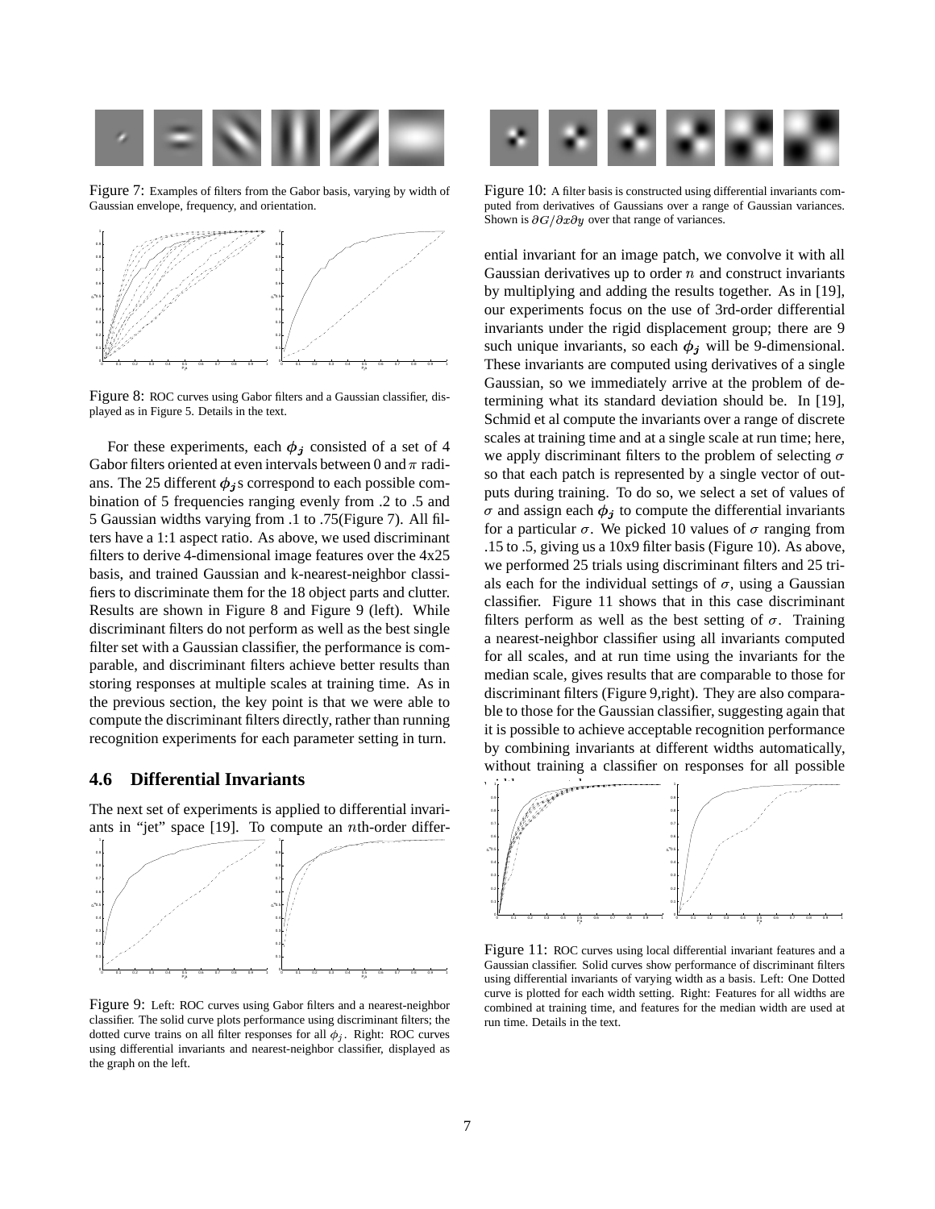Figure 7: Examples of filters from the Gabor basis, varying by width of Gaussian envelope, frequency, and orientation.

Figure 8: ROC curves using Gabor filters and a Gaussian classifier, displayed as in Figure 5. Details in the text.

For these experiments, each $\phi_j$ consisted of a set of 4 Gabor filters oriented at even intervals between 0 and $\pi$ radians. The 25 different $\phi_j$s correspond to each possible combination of 5 frequencies ranging evenly from .2 to .5 and 5 Gaussian widths varying from .1 to .75(Figure 7). All filters have a 1:1 aspect ratio. As above, we used discriminant filters to derive 4-dimensional image features over the 4x25 basis, and trained Gaussian and k-nearest-neighbor classifiers to discriminate them for the 18 object parts and clutter. Results are shown in Figure 8 and Figure 9 (left). While discriminant filters do not perform as well as the best single filter set with a Gaussian classifier, the performance is comparable, and discriminant filters achieve better results than storing responses at multiple scales at training time. As in the previous section, the key point is that we were able to compute the discriminant filters directly, rather than running recognition experiments for each parameter setting in turn.

### 4.6 Differential Invariants

The next set of experiments is applied to differential invariants in "jet" space [19]. To compute an $n$th-order differential invariant for an image patch, we convolve it with all Gaussian derivatives up to order $n$ and construct invariants by multiplying and adding the results together. As in [19], our experiments focus on the use of 3rd-order differential invariants under the rigid displacement group; there are 9 such unique invariants, so each $\phi_j$ will be 9-dimensional. These invariants are computed using derivatives of a single Gaussian, so we immediately arrive at the problem of determining what its standard deviation should be. In [19], Schmid et al compute the invariants over a range of discrete scales at training time and at a single scale at run time; here, we apply discriminant filters to the problem of selecting $\sigma$ so that each patch is represented by a single vector of outputs during training. To do so, we select a set of values of $\sigma$ and assign each $\phi_j$ to compute the differential invariants for a particular $\sigma$. We picked 10 values of $\sigma$ ranging from .15 to .5, giving us a 10x9 filter basis (Figure 10). As above, we performed 25 trials using discriminant filters and 25 trials each for the individual settings of $\sigma$, using a Gaussian classifier. Figure 11 shows that in this case discriminant filters perform as well as the best setting of $\sigma$. Training a nearest-neighbor classifier using all invariants computed for all scales, and at run time using the invariants for the median scale, gives results that are comparable to those for discriminant filters (Figure 9,right). They are also comparable to those for the Gaussian classifier, suggesting again that it is possible to achieve acceptable recognition performance by combining invariants at different widths automatically, without training a classifier on responses for all possible widths at once.

Figure 9: Left: ROC curves using Gabor filters and a nearest-neighbor classifier. The solid curve plots performance using discriminant filters; the dotted curve trains on all filter responses for all $\phi_j$. Right: ROC curves using differential invariants and nearest-neighbor classifier, displayed as the graph on the left.

Figure 10: A filter basis is constructed using differential invariants computed from derivatives of Gaussians over a range of Gaussian variances. Shown is $\partial G/\partial x \partial y$ over that range of variances.

Figure 11: ROC curves using local differential invariant features and a Gaussian classifier. Solid curves show performance of discriminant filters using differential invariants of varying width as a basis. Left: One Dotted curve is plotted for each width setting. Right: Features for all widths are combined at training time, and features for the median width are used at run time. Details in the text.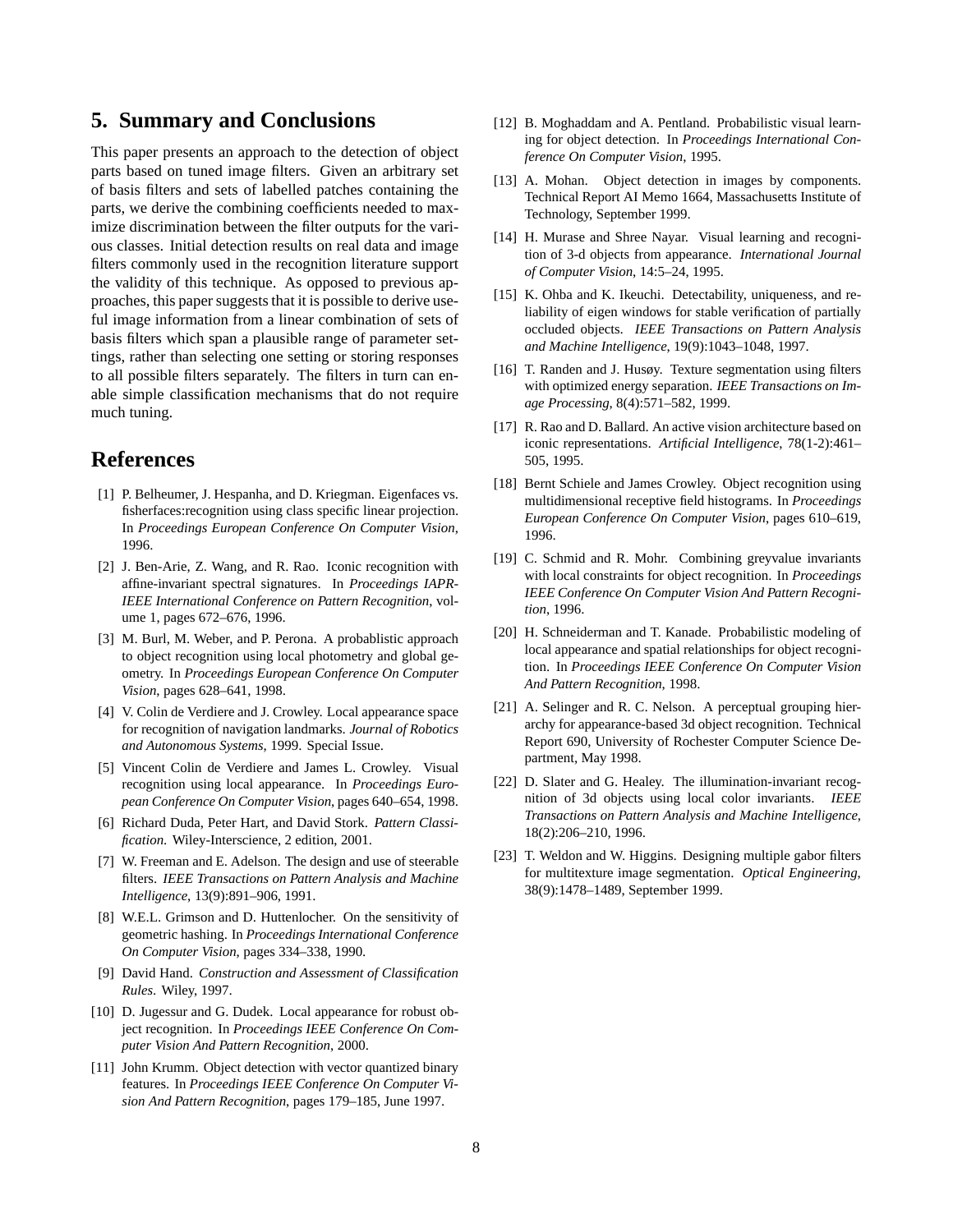## 5. Summary and Conclusions

This paper presents an approach to the detection of object parts based on tuned image filters. Given an arbitrary set of basis filters and sets of labelled patches containing the parts, we derive the combining coefficients needed to maximize discrimination between the filter outputs for the various classes. Initial detection results on real data and image filters commonly used in the recognition literature support the validity of this technique. As opposed to previous approaches, this paper suggests that it is possible to derive useful image information from a linear combination of sets of basis filters which span a plausible range of parameter settings, rather than selecting one setting or storing responses to all possible filters separately. The filters in turn can enable simple classification mechanisms that do not require much tuning.

## References

[1] P. Belheumer, J. Hespanha, and D. Kriegman. Eigenfaces vs. fisherfaces:recognition using class specific linear projection. In *Proceedings European Conference On Computer Vision*, 1996.

[2] J. Ben-Arie, Z. Wang, and R. Rao. Iconic recognition with affine-invariant spectral signatures. In *Proceedings IAPR-IEEE International Conference on Pattern Recognition*, volume 1, pages 672–676, 1996.

[3] M. Burl, M. Weber, and P. Perona. A probablistic approach to object recognition using local photometry and global geometry. In *Proceedings European Conference On Computer Vision*, pages 628–641, 1998.

[4] V. Colin de Verdiere and J. Crowley. Local appearance space for recognition of navigation landmarks. *Journal of Robotics and Autonomous Systems*, 1999. Special Issue.

[5] Vincent Colin de Verdiere and James L. Crowley. Visual recognition using local appearance. In *Proceedings European Conference On Computer Vision*, pages 640–654, 1998.

[6] Richard Duda, Peter Hart, and David Stork. *Pattern Classification*. Wiley-Interscience, 2 edition, 2001.

[7] W. Freeman and E. Adelson. The design and use of steerable filters. *IEEE Transactions on Pattern Analysis and Machine Intelligence*, 13(9):891–906, 1991.

[8] W.E.L. Grimson and D. Huttenlocher. On the sensitivity of geometric hashing. In *Proceedings International Conference On Computer Vision*, pages 334–338, 1990.

[9] David Hand. *Construction and Assessment of Classification Rules*. Wiley, 1997.

[10] D. Jugessur and G. Dudek. Local appearance for robust object recognition. In *Proceedings IEEE Conference On Computer Vision And Pattern Recognition*, 2000.

[11] John Krumm. Object detection with vector quantized binary features. In *Proceedings IEEE Conference On Computer Vision And Pattern Recognition*, pages 179–185, June 1997.

[12] B. Moghaddam and A. Pentland. Probabilistic visual learning for object detection. In *Proceedings International Conference On Computer Vision*, 1995.

[13] A. Mohan. Object detection in images by components. Technical Report AI Memo 1664, Massachusetts Institute of Technology, September 1999.

[14] H. Murase and Shree Nayar. Visual learning and recognition of 3-d objects from appearance. *International Journal of Computer Vision*, 14:5–24, 1995.

[15] K. Ohba and K. Ikeuchi. Detectability, uniqueness, and reliability of eigen windows for stable verification of partially occluded objects. *IEEE Transactions on Pattern Analysis and Machine Intelligence*, 19(9):1043–1048, 1997.

[16] T. Randen and J. Husøy. Texture segmentation using filters with optimized energy separation. *IEEE Transactions on Image Processing*, 8(4):571–582, 1999.

[17] R. Rao and D. Ballard. An active vision architecture based on iconic representations. *Artificial Intelligence*, 78(1-2):461–505, 1995.

[18] Bernt Schiele and James Crowley. Object recognition using multidimensional receptive field histograms. In *Proceedings European Conference On Computer Vision*, pages 610–619, 1996.

[19] C. Schmid and R. Mohr. Combining greyvalue invariants with local constraints for object recognition. In *Proceedings IEEE Conference On Computer Vision And Pattern Recognition*, 1996.

[20] H. Schneiderman and T. Kanade. Probabilistic modeling of local appearance and spatial relationships for object recognition. In *Proceedings IEEE Conference On Computer Vision And Pattern Recognition*, 1998.

[21] A. Selinger and R. C. Nelson. A perceptual grouping hierarchy for appearance-based 3d object recognition. Technical Report 690, University of Rochester Computer Science Department, May 1998.

[22] D. Slater and G. Healey. The illumination-invariant recognition of 3d objects using local color invariants. *IEEE Transactions on Pattern Analysis and Machine Intelligence*, 18(2):206–210, 1996.

[23] T. Weldon and W. Higgins. Designing multiple gabor filters for multitexture image segmentation. *Optical Engineering*, 38(9):1478–1489, September 1999.